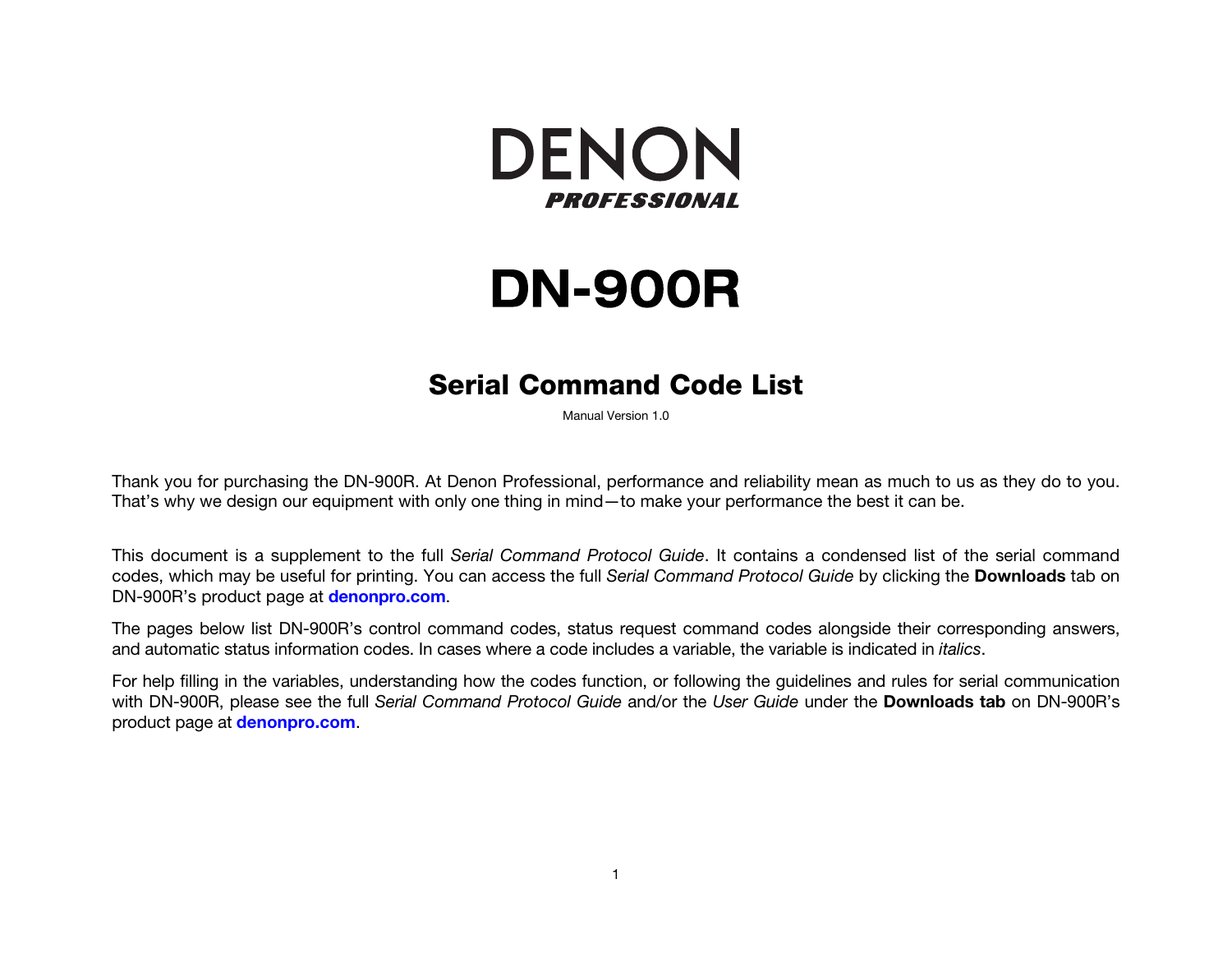DENON

*PROFESSIONAL*

# DN-900R

## Serial Command Code List

Manual Version 1.0

Thank you for purchasing the DN-900R. At Denon Professional, performance and reliability mean as much to us as they do to you. That's why we design our equipment with only one thing in mind—to make your performance the best it can be.

This document is a supplement to the full *Serial Command Protocol Guide*. It contains a condensed list of the serial command codes, which may be useful for printing. You can access the full *Serial Command Protocol Guide* by clicking the **Downloads** tab on DN-900R's product page at **denonpro.com**.

The pages below list DN-900R's control command codes, status request command codes alongside their corresponding answers, and automatic status information codes. In cases where a code includes a variable, the variable is indicated in *italics*.

For help filling in the variables, understanding how the codes function, or following the guidelines and rules for serial communication with DN-900R, please see the full *Serial Command Protocol Guide* and/or the *User Guide* under the **Downloads tab** on DN-900R's product page at **denonpro.com**.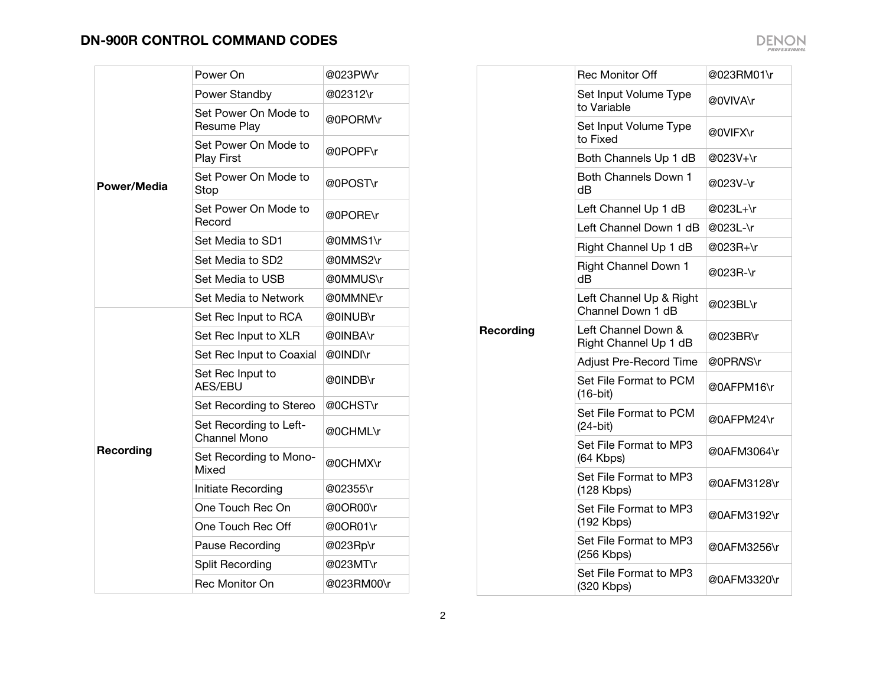## DN-900R CONTROL COMMAND CODES

| | | |
|---|---|---|
| **Power/Media** | Power On | @023PW\r |
| | Power Standby | @02312\r |
| | Set Power On Mode to Resume Play | @0PORM\r |
| | Set Power On Mode to Play First | @0POPF\r |
| | Set Power On Mode to Stop | @0POST\r |
| | Set Power On Mode to Record | @0PORE\r |
| | Set Media to SD1 | @0MMS1\r |
| | Set Media to SD2 | @0MMS2\r |
| | Set Media to USB | @0MMUS\r |
| | Set Media to Network | @0MMNE\r |
| **Recording** | Set Rec Input to RCA | @0INUB\r |
| | Set Rec Input to XLR | @0INBA\r |
| | Set Rec Input to Coaxial | @0INDI\r |
| | Set Rec Input to AES/EBU | @0INDB\r |
| | Set Recording to Stereo | @0CHST\r |
| | Set Recording to Left-Channel Mono | @0CHML\r |
| | Set Recording to Mono-Mixed | @0CHMX\r |
| | Initiate Recording | @02355\r |
| | One Touch Rec On | @0OR00\r |
| | One Touch Rec Off | @0OR01\r |
| | Pause Recording | @023Rp\r |
| | Split Recording | @023MT\r |
| | Rec Monitor On | @023RM00\r |

| | | |
|---|---|---|
| **Recording** | Rec Monitor Off | @023RM01\r |
| | Set Input Volume Type to Variable | @0VIVA\r |
| | Set Input Volume Type to Fixed | @0VIFX\r |
| | Both Channels Up 1 dB | @023V+\r |
| | Both Channels Down 1 dB | @023V-\r |
| | Left Channel Up 1 dB | @023L+\r |
| | Left Channel Down 1 dB | @023L-\r |
| | Right Channel Up 1 dB | @023R+\r |
| | Right Channel Down 1 dB | @023R-\r |
| | Left Channel Up & Right Channel Down 1 dB | @023BL\r |
| | Left Channel Down & Right Channel Up 1 dB | @023BR\r |
| | Adjust Pre-Record Time | @0PR*NS*\r |
| | Set File Format to PCM (16-bit) | @0AFPM16\r |
| | Set File Format to PCM (24-bit) | @0AFPM24\r |
| | Set File Format to MP3 (64 Kbps) | @0AFM3064\r |
| | Set File Format to MP3 (128 Kbps) | @0AFM3128\r |
| | Set File Format to MP3 (192 Kbps) | @0AFM3192\r |
| | Set File Format to MP3 (256 Kbps) | @0AFM3256\r |
| | Set File Format to MP3 (320 Kbps) | @0AFM3320\r |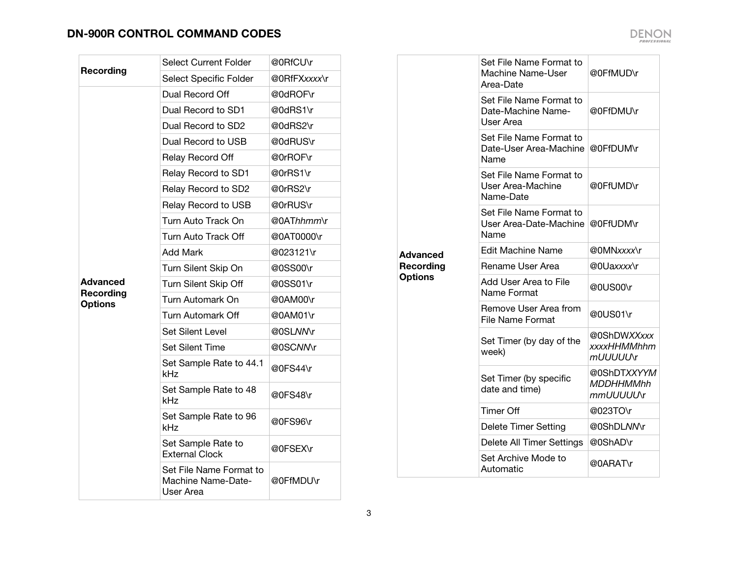## DN-900R CONTROL COMMAND CODES

| | | |
|---|---|---|
| **Recording** | Select Current Folder | @0RfCU\r |
| | Select Specific Folder | @0RfFX*xxxx*\r |
| **Advanced Recording Options** | Dual Record Off | @0dROF\r |
| | Dual Record to SD1 | @0dRS1\r |
| | Dual Record to SD2 | @0dRS2\r |
| | Dual Record to USB | @0dRUS\r |
| | Relay Record Off | @0rROF\r |
| | Relay Record to SD1 | @0rRS1\r |
| | Relay Record to SD2 | @0rRS2\r |
| | Relay Record to USB | @0rRUS\r |
| | Turn Auto Track On | @0AT*hhmm*\r |
| | Turn Auto Track Off | @0AT0000\r |
| | Add Mark | @023121\r |
| | Turn Silent Skip On | @0SS00\r |
| | Turn Silent Skip Off | @0SS01\r |
| | Turn Automark On | @0AM00\r |
| | Turn Automark Off | @0AM01\r |
| | Set Silent Level | @0SL*NN*\r |
| | Set Silent Time | @0SC*NN*\r |
| | Set Sample Rate to 44.1 kHz | @0FS44\r |
| | Set Sample Rate to 48 kHz | @0FS48\r |
| | Set Sample Rate to 96 kHz | @0FS96\r |
| | Set Sample Rate to External Clock | @0FSEX\r |
| | Set File Name Format to Machine Name-Date-User Area | @0FfMDU\r |
| | Set File Name Format to Machine Name-User Area-Date | @0FfMUD\r |
| | Set File Name Format to Date-Machine Name-User Area | @0FfDMU\r |
| | Set File Name Format to Date-User Area-Machine Name | @0FfDUM\r |
| | Set File Name Format to User Area-Machine Name-Date | @0FfUMD\r |
| | Set File Name Format to User Area-Date-Machine Name | @0FfUDM\r |
| | Edit Machine Name | @0MN*xxxx*\r |
| | Rename User Area | @0Ua*xxxx*\r |
| | Add User Area to File Name Format | @0US00\r |
| | Remove User Area from File Name Format | @0US01\r |
| | Set Timer (by day of the week) | @0ShDW*XXxxxxxxxHHMMhhmmUUUUU*\r |
| | Set Timer (by specific date and time) | @0ShDT*XXYYMMDDHHMMhhmmUUUUU*\r |
| | Timer Off | @023TO\r |
| | Delete Timer Setting | @0ShDL*NN*\r |
| | Delete All Timer Settings | @0ShAD\r |
| | Set Archive Mode to Automatic | @0ARAT\r |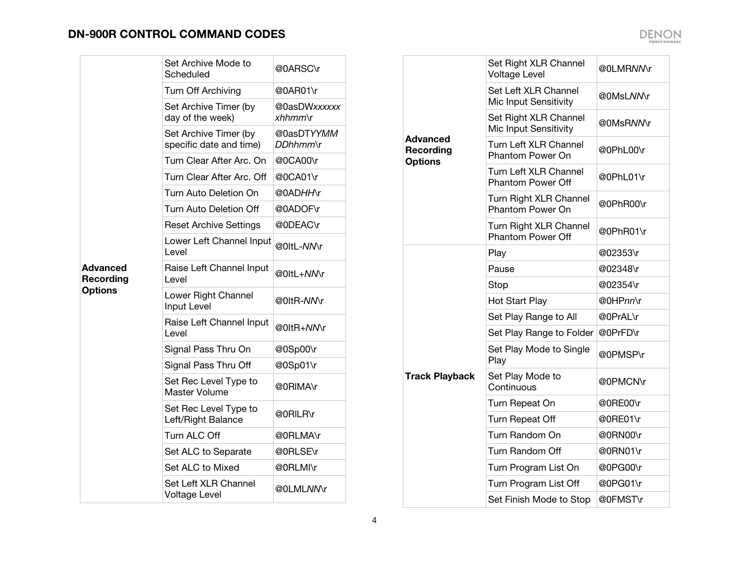## DN-900R CONTROL COMMAND CODES

| | | |
|---|---|---|
| **Advanced Recording Options** | Set Archive Mode to Scheduled | @0ARSC\r |
| | Turn Off Archiving | @0AR01\r |
| | Set Archive Timer (by day of the week) | @0asDW*xxxxxxxhhmm*\r |
| | Set Archive Timer (by specific date and time) | @0asDT*YYMMDDhhmm*\r |
| | Turn Clear After Arc. On | @0CA00\r |
| | Turn Clear After Arc. Off | @0CA01\r |
| | Turn Auto Deletion On | @0AD*HH*\r |
| | Turn Auto Deletion Off | @0ADOF\r |
| | Reset Archive Settings | @0DEAC\r |
| | Lower Left Channel Input Level | @0ItL-*NN*\r |
| | Raise Left Channel Input Level | @0ItL+*NN*\r |
| | Lower Right Channel Input Level | @0ItR-*NN*\r |
| | Raise Left Channel Input Level | @0ItR+*NN*\r |
| | Signal Pass Thru On | @0Sp00\r |
| | Signal Pass Thru Off | @0Sp01\r |
| | Set Rec Level Type to Master Volume | @0RIMA\r |
| | Set Rec Level Type to Left/Right Balance | @0RILR\r |
| | Turn ALC Off | @0RLMA\r |
| | Set ALC to Separate | @0RLSE\r |
| | Set ALC to Mixed | @0RLMI\r |
| | Set Left XLR Channel Voltage Level | @0LML*NN*\r |
| | Set Right XLR Channel Voltage Level | @0LMR*NN*\r |
| | Set Left XLR Channel Mic Input Sensitivity | @0MsL*NN*\r |
| | Set Right XLR Channel Mic Input Sensitivity | @0MsR*NN*\r |
| | Turn Left XLR Channel Phantom Power On | @0PhL00\r |
| | Turn Left XLR Channel Phantom Power Off | @0PhL01\r |
| | Turn Right XLR Channel Phantom Power On | @0PhR00\r |
| | Turn Right XLR Channel Phantom Power Off | @0PhR01\r |
| **Track Playback** | Play | @02353\r |
| | Pause | @02348\r |
| | Stop | @02354\r |
| | Hot Start Play | @0HP*nn*\r |
| | Set Play Range to All | @0PrAL\r |
| | Set Play Range to Folder | @0PrFD\r |
| | Set Play Mode to Single Play | @0PMSP\r |
| | Set Play Mode to Continuous | @0PMCN\r |
| | Turn Repeat On | @0RE00\r |
| | Turn Repeat Off | @0RE01\r |
| | Turn Random On | @0RN00\r |
| | Turn Random Off | @0RN01\r |
| | Turn Program List On | @0PG00\r |
| | Turn Program List Off | @0PG01\r |
| | Set Finish Mode to Stop | @0FMST\r |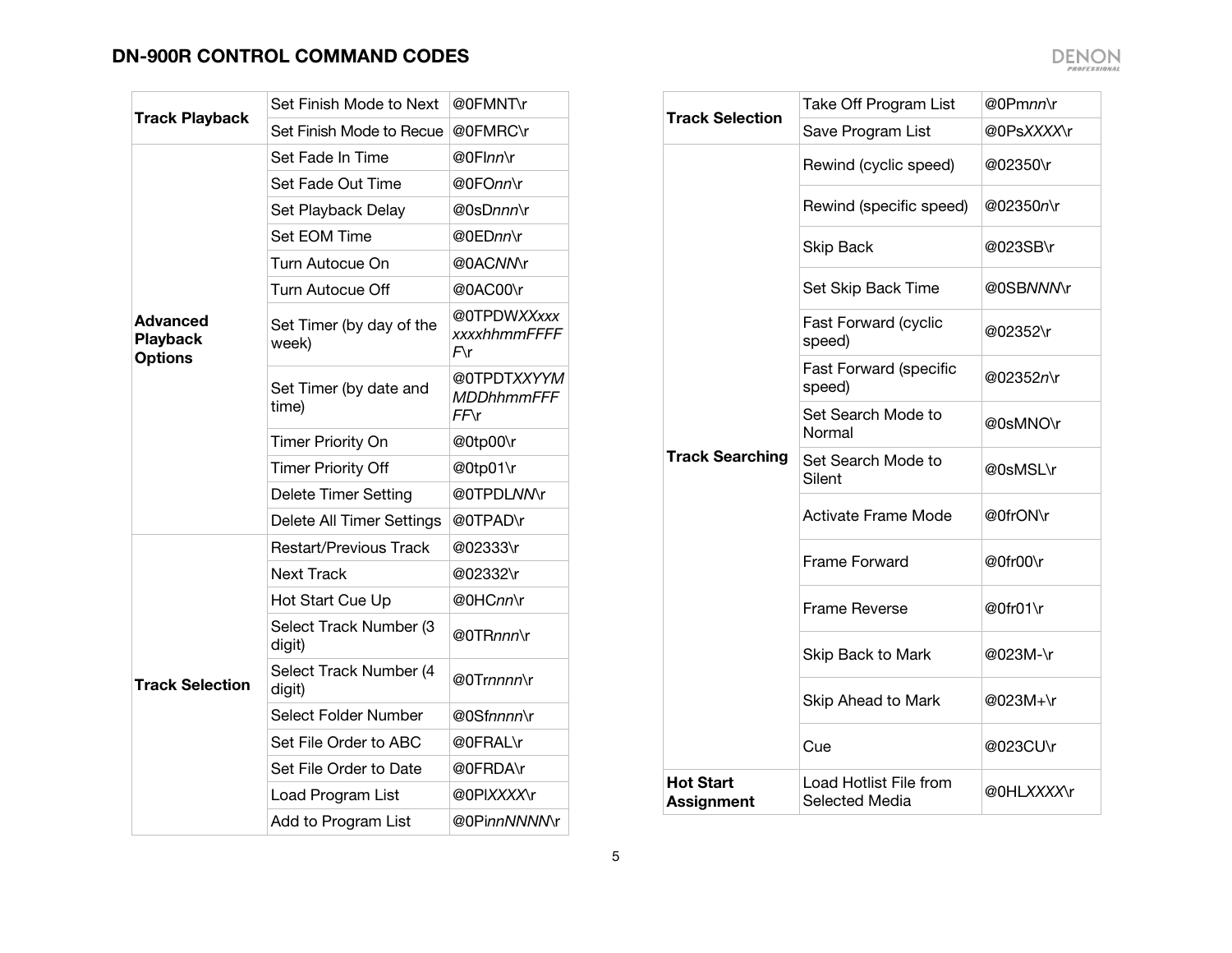## DN-900R CONTROL COMMAND CODES

| | | |
|---|---|---|
| **Track Playback** | Set Finish Mode to Next | @0FMNT\r |
| | Set Finish Mode to Recue | @0FMRC\r |
| **Advanced Playback Options** | Set Fade In Time | @0FI*nn*\r |
| | Set Fade Out Time | @0FO*nn*\r |
| | Set Playback Delay | @0sD*nnn*\r |
| | Set EOM Time | @0ED*nn*\r |
| | Turn Autocue On | @0AC*NN*\r |
| | Turn Autocue Off | @0AC00\r |
| | Set Timer (by day of the week) | @0TPDW*XXxxxxxxxhhmmFFFFF*\r |
| | Set Timer (by date and time) | @0TPDT*XXYYMMDDhhmmFFFFF*\r |
| | Timer Priority On | @0tp00\r |
| | Timer Priority Off | @0tp01\r |
| | Delete Timer Setting | @0TPDL*NN*\r |
| | Delete All Timer Settings | @0TPAD\r |
| **Track Selection** | Restart/Previous Track | @02333\r |
| | Next Track | @02332\r |
| | Hot Start Cue Up | @0HC*nn*\r |
| | Select Track Number (3 digit) | @0TR*nnn*\r |
| | Select Track Number (4 digit) | @0Tr*nnnn*\r |
| | Select Folder Number | @0Sf*nnnn*\r |
| | Set File Order to ABC | @0FRAL\r |
| | Set File Order to Date | @0FRDA\r |
| | Load Program List | @0Pl*XXXX*\r |
| | Add to Program List | @0Pi*nnNNNN*\r |
| | Take Off Program List | @0Pm*nn*\r |
| | Save Program List | @0Ps*XXXX*\r |
| **Track Searching** | Rewind (cyclic speed) | @02350\r |
| | Rewind (specific speed) | @02350*n*\r |
| | Skip Back | @023SB\r |
| | Set Skip Back Time | @0SB*NNN*\r |
| | Fast Forward (cyclic speed) | @02352\r |
| | Fast Forward (specific speed) | @02352*n*\r |
| | Set Search Mode to Normal | @0sMNO\r |
| | Set Search Mode to Silent | @0sMSL\r |
| | Activate Frame Mode | @0frON\r |
| | Frame Forward | @0fr00\r |
| | Frame Reverse | @0fr01\r |
| | Skip Back to Mark | @023M-\r |
| | Skip Ahead to Mark | @023M+\r |
| | Cue | @023CU\r |
| **Hot Start Assignment** | Load Hotlist File from Selected Media | @0HL*XXXX*\r |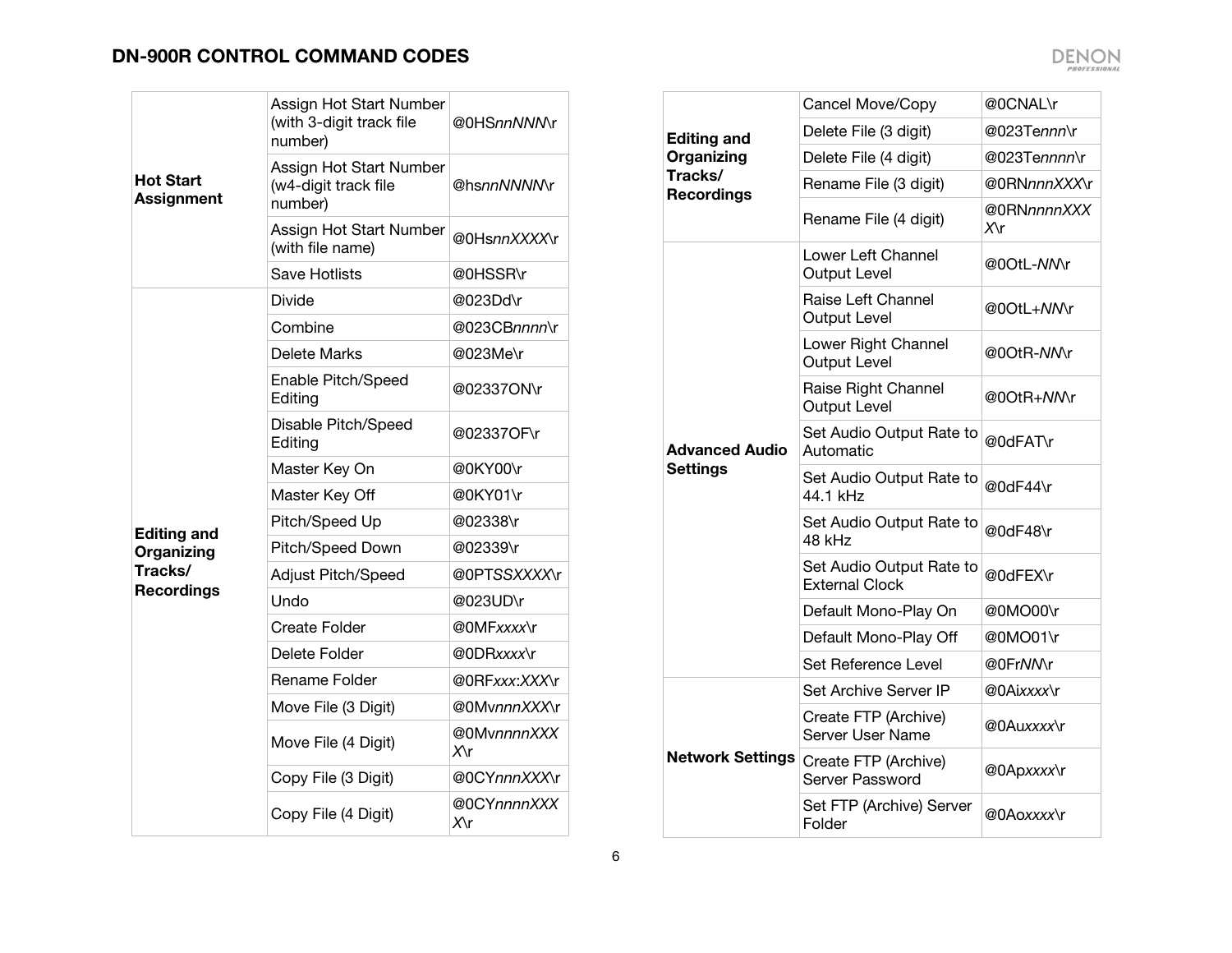## DN-900R CONTROL COMMAND CODES

| | | |
|---|---|---|
| **Hot Start Assignment** | Assign Hot Start Number (with 3-digit track file number) | @0HS*nnNNN*\r |
| | Assign Hot Start Number (w4-digit track file number) | @hs*nnNNNN*\r |
| | Assign Hot Start Number (with file name) | @0Hs*nnXXXX*\r |
| | Save Hotlists | @0HSSR\r |
| **Editing and Organizing Tracks/ Recordings** | Divide | @023Dd\r |
| | Combine | @023CB*nnnn*\r |
| | Delete Marks | @023Me\r |
| | Enable Pitch/Speed Editing | @02337ON\r |
| | Disable Pitch/Speed Editing | @02337OF\r |
| | Master Key On | @0KY00\r |
| | Master Key Off | @0KY01\r |
| | Pitch/Speed Up | @02338\r |
| | Pitch/Speed Down | @02339\r |
| | Adjust Pitch/Speed | @0PT*SSXXXX*\r |
| | Undo | @023UD\r |
| | Create Folder | @0MF*xxxx*\r |
| | Delete Folder | @0DR*xxxx*\r |
| | Rename Folder | @0RF*xxx:XXX*\r |
| | Move File (3 Digit) | @0Mv*nnnXXX*\r |
| | Move File (4 Digit) | @0Mv*nnnnXXXX*\r |
| | Copy File (3 Digit) | @0CY*nnnXXX*\r |
| | Copy File (4 Digit) | @0CY*nnnnXXXX*\r |
| **Editing and Organizing Tracks/ Recordings** | Cancel Move/Copy | @0CNAL\r |
| | Delete File (3 digit) | @023Te*nnn*\r |
| | Delete File (4 digit) | @023Te*nnnn*\r |
| | Rename File (3 digit) | @0RN*nnnXXX*\r |
| | Rename File (4 digit) | @0RN*nnnnXXXX*\r |
| **Advanced Audio Settings** | Lower Left Channel Output Level | @0OtL-*NN*\r |
| | Raise Left Channel Output Level | @0OtL+*NN*\r |
| | Lower Right Channel Output Level | @0OtR-*NN*\r |
| | Raise Right Channel Output Level | @0OtR+*NN*\r |
| | Set Audio Output Rate to Automatic | @0dFAT\r |
| | Set Audio Output Rate to 44.1 kHz | @0dF44\r |
| | Set Audio Output Rate to 48 kHz | @0dF48\r |
| | Set Audio Output Rate to External Clock | @0dFEX\r |
| | Default Mono-Play On | @0MO00\r |
| | Default Mono-Play Off | @0MO01\r |
| | Set Reference Level | @0Fr*NN*\r |
| **Network Settings** | Set Archive Server IP | @0Ai*xxxx*\r |
| | Create FTP (Archive) Server User Name | @0Au*xxxx*\r |
| | Create FTP (Archive) Server Password | @0Ap*xxxx*\r |
| | Set FTP (Archive) Server Folder | @0Ao*xxxx*\r |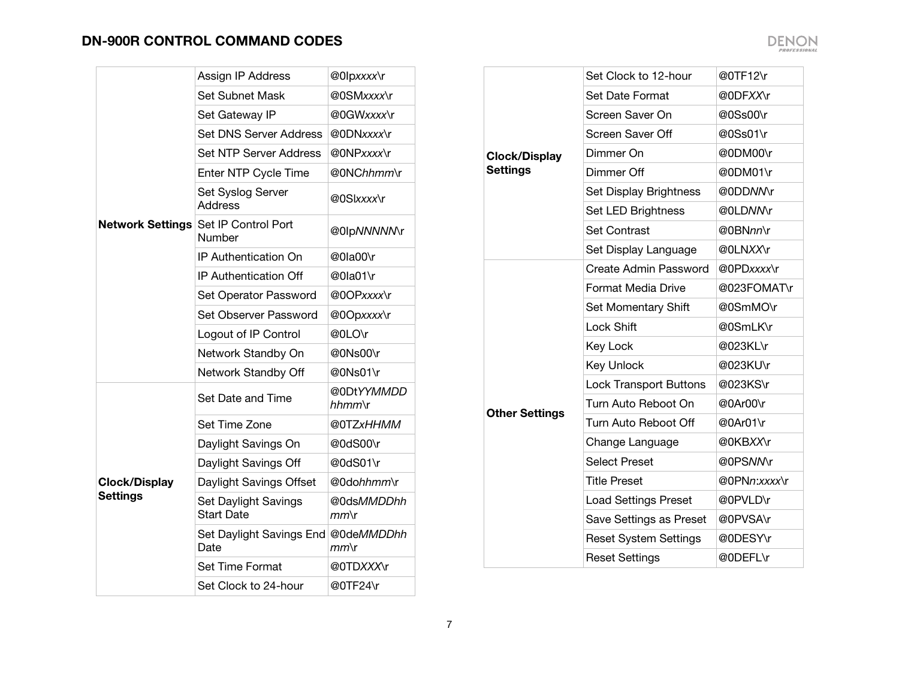## DN-900R CONTROL COMMAND CODES

| | | |
|---|---|---|
| **Network Settings** | Assign IP Address | @0Ip*xxxx*\r |
| | Set Subnet Mask | @0SM*xxxx*\r |
| | Set Gateway IP | @0GW*xxxx*\r |
| | Set DNS Server Address | @0DN*xxxx*\r |
| | Set NTP Server Address | @0NP*xxxx*\r |
| | Enter NTP Cycle Time | @0NC*hhmm*\r |
| | Set Syslog Server Address | @0Sl*xxxx*\r |
| | Set IP Control Port Number | @0Ip*NNNNN*\r |
| | IP Authentication On | @0Ia00\r |
| | IP Authentication Off | @0Ia01\r |
| | Set Operator Password | @0OP*xxxx*\r |
| | Set Observer Password | @0Op*xxxx*\r |
| | Logout of IP Control | @0LO\r |
| | Network Standby On | @0Ns00\r |
| | Network Standby Off | @0Ns01\r |
| **Clock/Display Settings** | Set Date and Time | @0Dt*YYMMDD hhmm*\r |
| | Set Time Zone | @0TZ*xHHMM* |
| | Daylight Savings On | @0dS00\r |
| | Daylight Savings Off | @0dS01\r |
| | Daylight Savings Offset | @0do*hhmm*\r |
| | Set Daylight Savings Start Date | @0ds*MMDDhh mm*\r |
| | Set Daylight Savings End Date | @0de*MMDDhh mm*\r |
| | Set Time Format | @0TD*XXX*\r |
| | Set Clock to 24-hour | @0TF24\r |

| | | |
|---|---|---|
| **Clock/Display Settings** | Set Clock to 12-hour | @0TF12\r |
| | Set Date Format | @0DF*XX*\r |
| | Screen Saver On | @0Ss00\r |
| | Screen Saver Off | @0Ss01\r |
| | Dimmer On | @0DM00\r |
| | Dimmer Off | @0DM01\r |
| | Set Display Brightness | @0DD*NN*\r |
| | Set LED Brightness | @0LD*NN*\r |
| | Set Contrast | @0BN*nn*\r |
| | Set Display Language | @0LN*XX*\r |
| **Other Settings** | Create Admin Password | @0PD*xxxx*\r |
| | Format Media Drive | @023FOMAT\r |
| | Set Momentary Shift | @0SmMO\r |
| | Lock Shift | @0SmLK\r |
| | Key Lock | @023KL\r |
| | Key Unlock | @023KU\r |
| | Lock Transport Buttons | @023KS\r |
| | Turn Auto Reboot On | @0Ar00\r |
| | Turn Auto Reboot Off | @0Ar01\r |
| | Change Language | @0KB*XX*\r |
| | Select Preset | @0PS*NN*\r |
| | Title Preset | @0PN*n*:*xxxx*\r |
| | Load Settings Preset | @0PVLD\r |
| | Save Settings as Preset | @0PVSA\r |
| | Reset System Settings | @0DESY\r |
| | Reset Settings | @0DEFL\r |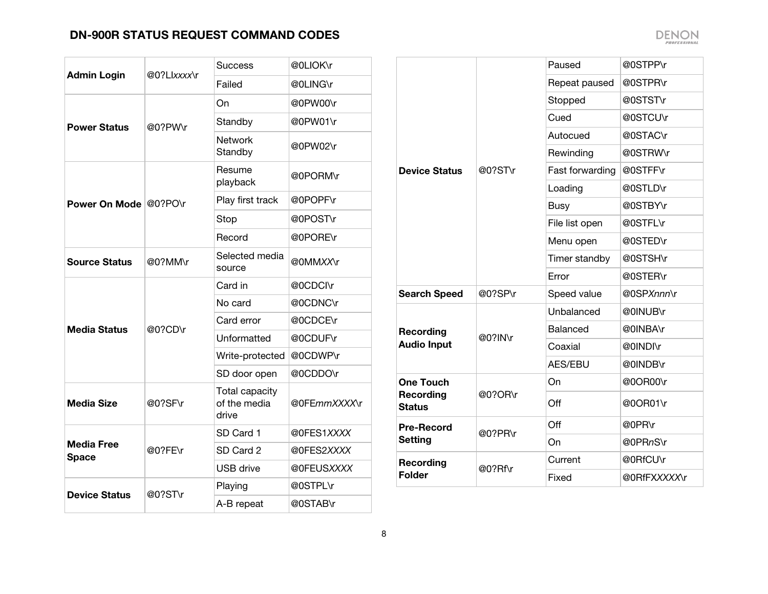## DN-900R STATUS REQUEST COMMAND CODES

| | | | |
|---|---|---|---|
| **Admin Login** | @0?LI*xxxx*\r | Success | @0LIOK\r |
| | | Failed | @0LING\r |
| **Power Status** | @0?PW\r | On | @0PW00\r |
| | | Standby | @0PW01\r |
| | | Network Standby | @0PW02\r |
| **Power On Mode** | @0?PO\r | Resume playback | @0PORM\r |
| | | Play first track | @0POPF\r |
| | | Stop | @0POST\r |
| | | Record | @0PORE\r |
| **Source Status** | @0?MM\r | Selected media source | @0MM*XX*\r |
| **Media Status** | @0?CD\r | Card in | @0CDCI\r |
| | | No card | @0CDNC\r |
| | | Card error | @0CDCE\r |
| | | Unformatted | @0CDUF\r |
| | | Write-protected | @0CDWP\r |
| | | SD door open | @0CDDO\r |
| **Media Size** | @0?SF\r | Total capacity of the media drive | @0FE*mmXXXX*\r |
| **Media Free Space** | @0?FE\r | SD Card 1 | @0FES1*XXXX* |
| | | SD Card 2 | @0FES2*XXXX* |
| | | USB drive | @0FEUS*XXXX* |
| **Device Status** | @0?ST\r | Playing | @0STPL\r |
| | | A-B repeat | @0STAB\r |
| | | Paused | @0STPP\r |
| | | Repeat paused | @0STPR\r |
| | | Stopped | @0STST\r |
| | | Cued | @0STCU\r |
| | | Autocued | @0STAC\r |
| | | Rewinding | @0STRW\r |
| | | Fast forwarding | @0STFF\r |
| | | Loading | @0STLD\r |
| | | Busy | @0STBY\r |
| | | File list open | @0STFL\r |
| | | Menu open | @0STED\r |
| | | Timer standby | @0STSH\r |
| | | Error | @0STER\r |
| **Search Speed** | @0?SP\r | Speed value | @0SP*Xnnn*\r |
| **Recording Audio Input** | @0?IN\r | Unbalanced | @0INUB\r |
| | | Balanced | @0INBA\r |
| | | Coaxial | @0INDI\r |
| | | AES/EBU | @0INDB\r |
| **One Touch Recording Status** | @0?OR\r | On | @0OR00\r |
| | | Off | @0OR01\r |
| **Pre-Record Setting** | @0?PR\r | Off | @0PR\r |
| | | On | @0PR*n*S\r |
| **Recording Folder** | @0?Rf\r | Current | @0RfCU\r |
| | | Fixed | @0RfF*XXXXX*\r |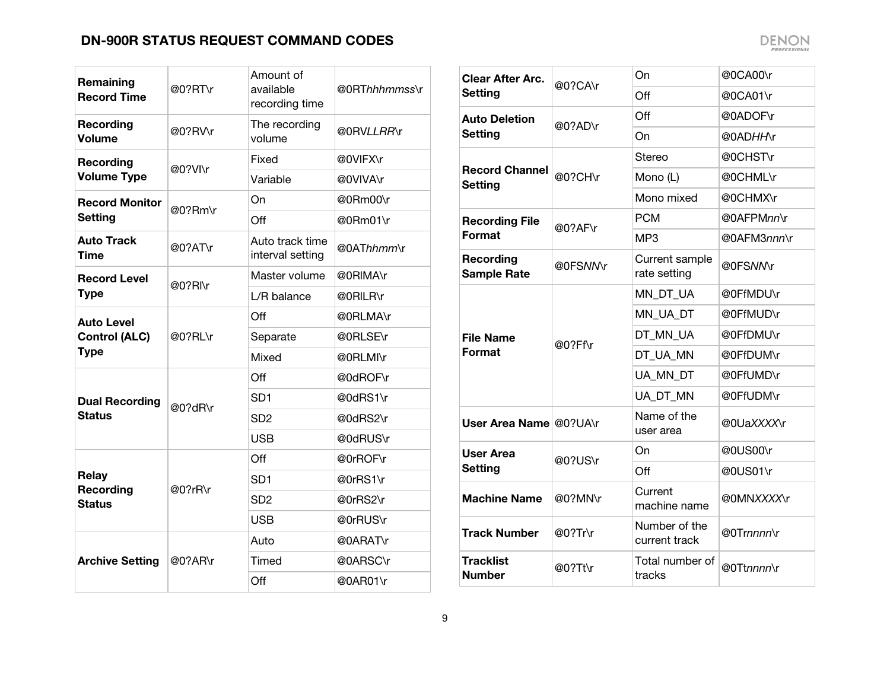## DN-900R STATUS REQUEST COMMAND CODES

| | | | |
|---|---|---|---|
| **Remaining Record Time** | @0?RT\r | Amount of available recording time | @0RT*hhhmmss*\r |
| **Recording Volume** | @0?RV\r | The recording volume | @0RV*LLRR*\r |
| **Recording Volume Type** | @0?VI\r | Fixed | @0VIFX\r |
| | | Variable | @0VIVA\r |
| **Record Monitor Setting** | @0?Rm\r | On | @0Rm00\r |
| | | Off | @0Rm01\r |
| **Auto Track Time** | @0?AT\r | Auto track time interval setting | @0AT*hhmm*\r |
| **Record Level Type** | @0?RI\r | Master volume | @0RIMA\r |
| | | L/R balance | @0RILR\r |
| **Auto Level Control (ALC) Type** | @0?RL\r | Off | @0RLMA\r |
| | | Separate | @0RLSE\r |
| | | Mixed | @0RLMI\r |
| **Dual Recording Status** | @0?dR\r | Off | @0dROF\r |
| | | SD1 | @0dRS1\r |
| | | SD2 | @0dRS2\r |
| | | USB | @0dRUS\r |
| **Relay Recording Status** | @0?rR\r | Off | @0rROF\r |
| | | SD1 | @0rRS1\r |
| | | SD2 | @0rRS2\r |
| | | USB | @0rRUS\r |
| **Archive Setting** | @0?AR\r | Auto | @0ARAT\r |
| | | Timed | @0ARSC\r |
| | | Off | @0AR01\r |

| | | | |
|---|---|---|---|
| **Clear After Arc. Setting** | @0?CA\r | On | @0CA00\r |
| | | Off | @0CA01\r |
| **Auto Deletion Setting** | @0?AD\r | Off | @0ADOF\r |
| | | On | @0AD*HH*\r |
| **Record Channel Setting** | @0?CH\r | Stereo | @0CHST\r |
| | | Mono (L) | @0CHML\r |
| | | Mono mixed | @0CHMX\r |
| **Recording File Format** | @0?AF\r | PCM | @0AFPM*nn*\r |
| | | MP3 | @0AFM3*nnn*\r |
| **Recording Sample Rate** | @0FS*NN*\r | Current sample rate setting | @0FS*NN*\r |
| **File Name Format** | @0?Ff\r | MN_DT_UA | @0FfMDU\r |
| | | MN_UA_DT | @0FfMUD\r |
| | | DT_MN_UA | @0FfDMU\r |
| | | DT_UA_MN | @0FfDUM\r |
| | | UA_MN_DT | @0FfUMD\r |
| | | UA_DT_MN | @0FfUDM\r |
| **User Area Name** | @0?UA\r | Name of the user area | @0Ua*XXXX*\r |
| **User Area Setting** | @0?US\r | On | @0US00\r |
| | | Off | @0US01\r |
| **Machine Name** | @0?MN\r | Current machine name | @0MN*XXXX*\r |
| **Track Number** | @0?Tr\r | Number of the current track | @0Tr*nnnn*\r |
| **Tracklist Number** | @0?Tt\r | Total number of tracks | @0Tt*nnnn*\r |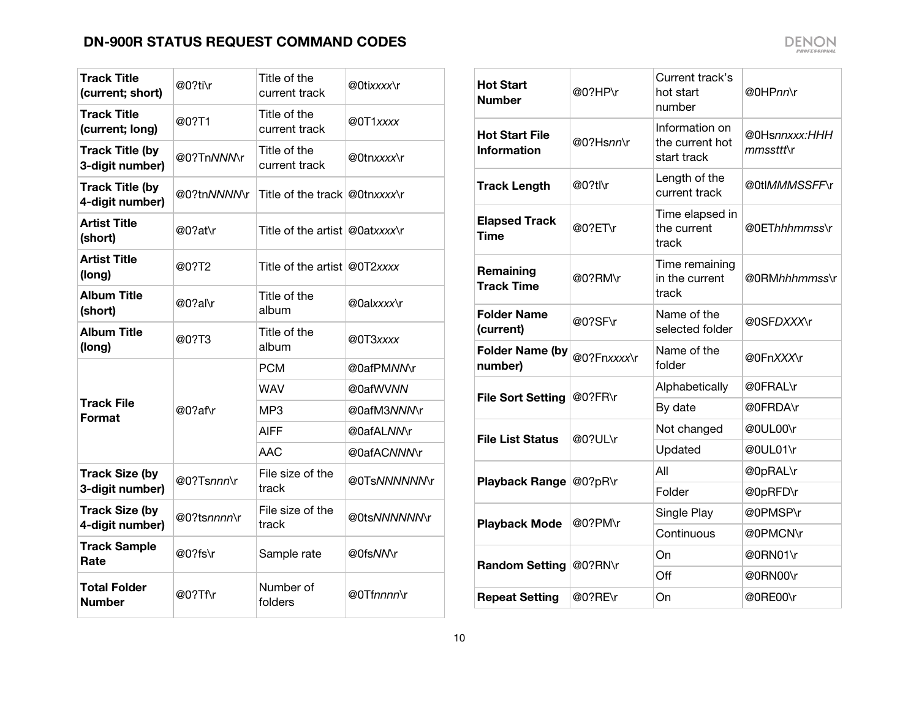## DN-900R STATUS REQUEST COMMAND CODES

| | | | |
|---|---|---|---|
| **Track Title (current; short)** | @0?ti\r | Title of the current track | @0ti*xxxx*\r |
| **Track Title (current; long)** | @0?T1 | Title of the current track | @0T1*xxxx* |
| **Track Title (by 3-digit number)** | @0?Tn*NNN*\r | Title of the current track | @0tn*xxxx*\r |
| **Track Title (by 4-digit number)** | @0?tn*NNNN*\r | Title of the track | @0tn*xxxx*\r |
| **Artist Title (short)** | @0?at\r | Title of the artist | @0at*xxxx*\r |
| **Artist Title (long)** | @0?T2 | Title of the artist | @0T2*xxxx* |
| **Album Title (short)** | @0?al\r | Title of the album | @0al*xxxx*\r |
| **Album Title (long)** | @0?T3 | Title of the album | @0T3*xxxx* |
| **Track File Format** | @0?af\r | PCM | @0afPM*NN*\r |
| | | WAV | @0afWV*NN* |
| | | MP3 | @0afM3*NNN*\r |
| | | AIFF | @0afAL*NN*\r |
| | | AAC | @0afAC*NNN*\r |
| **Track Size (by 3-digit number)** | @0?Ts*nnn*\r | File size of the track | @0Ts*NNNNNN*\r |
| **Track Size (by 4-digit number)** | @0?ts*nnnn*\r | File size of the track | @0ts*NNNNNN*\r |
| **Track Sample Rate** | @0?fs\r | Sample rate | @0fs*NN*\r |
| **Total Folder Number** | @0?Tf\r | Number of folders | @0Tf*nnnn*\r |

| | | | |
|---|---|---|---|
| **Hot Start Number** | @0?HP\r | Current track's hot start number | @0HP*nn*\r |
| **Hot Start File Information** | @0?Hs*nn*\r | Information on the current hot start track | @0Hs*nnxxx:HHHmmssttt*\r |
| **Track Length** | @0?tl\r | Length of the current track | @0tl*MMMSSFF*\r |
| **Elapsed Track Time** | @0?ET\r | Time elapsed in the current track | @0ET*hhhmmss*\r |
| **Remaining Track Time** | @0?RM\r | Time remaining in the current track | @0RM*hhhmmss*\r |
| **Folder Name (current)** | @0?SF\r | Name of the selected folder | @0SF*DXXX*\r |
| **Folder Name (by number)** | @0?Fn*xxxx*\r | Name of the folder | @0Fn*XXX*\r |
| **File Sort Setting** | @0?FR\r | Alphabetically | @0FRAL\r |
| | | By date | @0FRDA\r |
| **File List Status** | @0?UL\r | Not changed | @0UL00\r |
| | | Updated | @0UL01\r |
| **Playback Range** | @0?pR\r | All | @0pRAL\r |
| | | Folder | @0pRFD\r |
| **Playback Mode** | @0?PM\r | Single Play | @0PMSP\r |
| | | Continuous | @0PMCN\r |
| **Random Setting** | @0?RN\r | On | @0RN01\r |
| | | Off | @0RN00\r |
| **Repeat Setting** | @0?RE\r | On | @0RE00\r |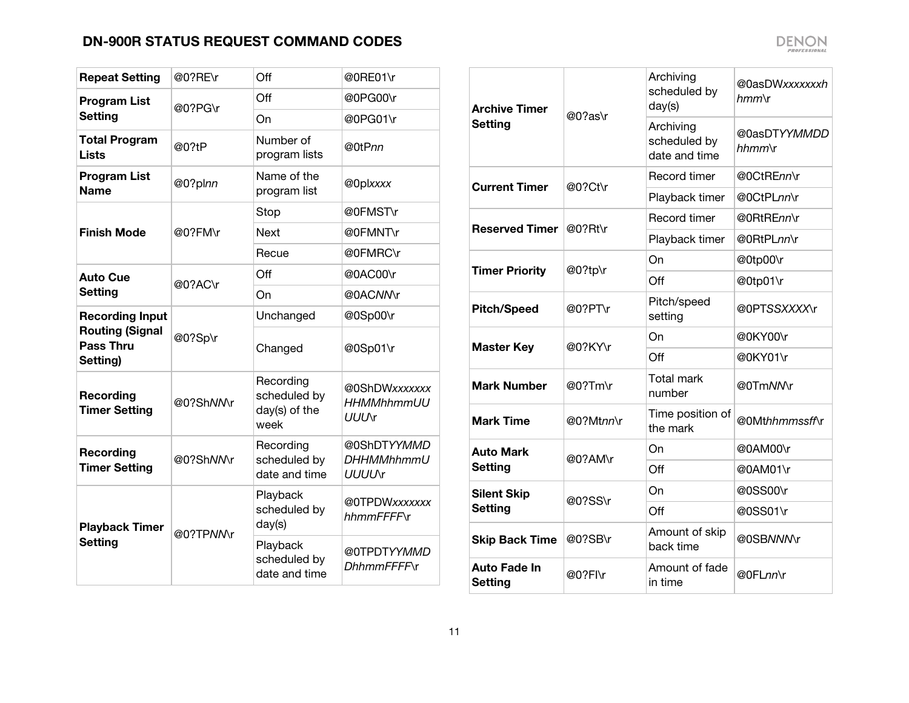## DN-900R STATUS REQUEST COMMAND CODES

| | | | |
|---|---|---|---|
| **Repeat Setting** | @0?RE\r | Off | @0RE01\r |
| **Program List Setting** | @0?PG\r | Off | @0PG00\r |
| | | On | @0PG01\r |
| **Total Program Lists** | @0?tP | Number of program lists | @0tP*nn* |
| **Program List Name** | @0?pl*nn* | Name of the program list | @0pl*xxxx* |
| **Finish Mode** | @0?FM\r | Stop | @0FMST\r |
| | | Next | @0FMNT\r |
| | | Recue | @0FMRC\r |
| **Auto Cue Setting** | @0?AC\r | Off | @0AC00\r |
| | | On | @0AC*NN*\r |
| **Recording Input Routing (Signal Pass Thru Setting)** | @0?Sp\r | Unchanged | @0Sp00\r |
| | | Changed | @0Sp01\r |
| **Recording Timer Setting** | @0?Sh*NN*\r | Recording scheduled by day(s) of the week | @0ShDW*xxxxxxxHHMMhhmmUUUUU*\r |
| **Recording Timer Setting** | @0?Sh*NN*\r | Recording scheduled by date and time | @0ShDT*YYMMDDHHMMhhmmUUUUU*\r |
| **Playback Timer Setting** | @0?TP*NN*\r | Playback scheduled by day(s) | @0TPDW*xxxxxxxhhmmFFFF*\r |
| | | Playback scheduled by date and time | @0TPDT*YYMMDDhhmmFFFF*\r |

| | | | |
|---|---|---|---|
| **Archive Timer Setting** | @0?as\r | Archiving scheduled by day(s) | @0asDW*xxxxxxxhhmm*\r |
| | | Archiving scheduled by date and time | @0asDT*YYMMDDhhmm*\r |
| **Current Timer** | @0?Ct\r | Record timer | @0CtRE*nn*\r |
| | | Playback timer | @0CtPL*nn*\r |
| **Reserved Timer** | @0?Rt\r | Record timer | @0RtRE*nn*\r |
| | | Playback timer | @0RtPL*nn*\r |
| **Timer Priority** | @0?tp\r | On | @0tp00\r |
| | | Off | @0tp01\r |
| **Pitch/Speed** | @0?PT\r | Pitch/speed setting | @0PT*SSXXXX*\r |
| **Master Key** | @0?KY\r | On | @0KY00\r |
| | | Off | @0KY01\r |
| **Mark Number** | @0?Tm\r | Total mark number | @0Tm*NN*\r |
| **Mark Time** | @0?Mt*nn*\r | Time position of the mark | @0Mt*hhmmssff*\r |
| **Auto Mark Setting** | @0?AM\r | On | @0AM00\r |
| | | Off | @0AM01\r |
| **Silent Skip Setting** | @0?SS\r | On | @0SS00\r |
| | | Off | @0SS01\r |
| **Skip Back Time** | @0?SB\r | Amount of skip back time | @0SB*NNN*\r |
| **Auto Fade In Setting** | @0?FI\r | Amount of fade in time | @0FL*nn*\r |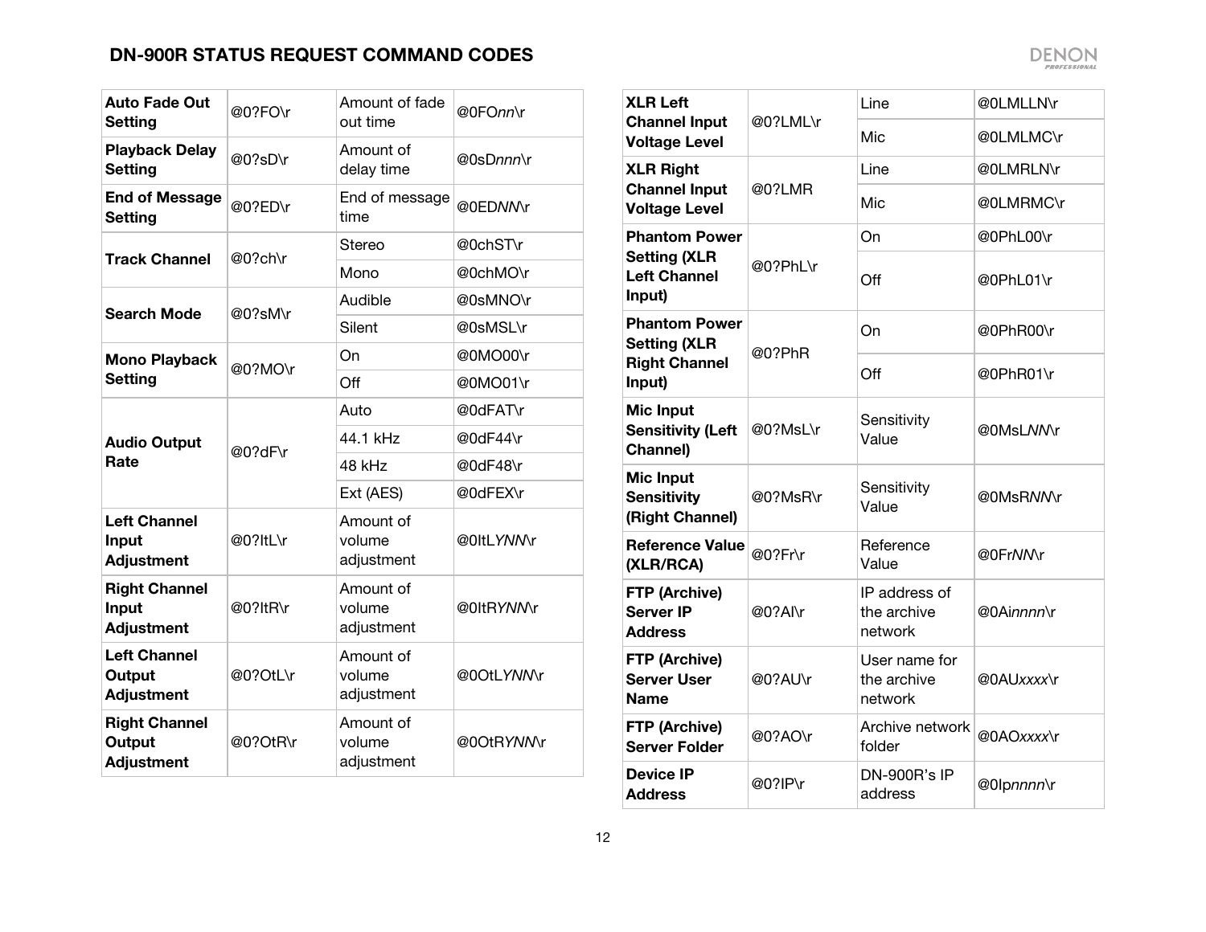## DN-900R STATUS REQUEST COMMAND CODES

| | | | |
|---|---|---|---|
| **Auto Fade Out Setting** | @0?FO\r | Amount of fade out time | @0FO*nn*\r |
| **Playback Delay Setting** | @0?sD\r | Amount of delay time | @0sD*nnn*\r |
| **End of Message Setting** | @0?ED\r | End of message time | @0ED*NN*\r |
| **Track Channel** | @0?ch\r | Stereo | @0chST\r |
| | | Mono | @0chMO\r |
| **Search Mode** | @0?sM\r | Audible | @0sMNO\r |
| | | Silent | @0sMSL\r |
| **Mono Playback Setting** | @0?MO\r | On | @0MO00\r |
| | | Off | @0MO01\r |
| **Audio Output Rate** | @0?dF\r | Auto | @0dFAT\r |
| | | 44.1 kHz | @0dF44\r |
| | | 48 kHz | @0dF48\r |
| | | Ext (AES) | @0dFEX\r |
| **Left Channel Input Adjustment** | @0?ItL\r | Amount of volume adjustment | @0ItL*YNN*\r |
| **Right Channel Input Adjustment** | @0?ItR\r | Amount of volume adjustment | @0ItR*YNN*\r |
| **Left Channel Output Adjustment** | @0?OtL\r | Amount of volume adjustment | @0OtL*YNN*\r |
| **Right Channel Output Adjustment** | @0?OtR\r | Amount of volume adjustment | @0OtR*YNN*\r |

| | | | |
|---|---|---|---|
| **XLR Left Channel Input Voltage Level** | @0?LML\r | Line | @0LMLLN\r |
| | | Mic | @0LMLMC\r |
| **XLR Right Channel Input Voltage Level** | @0?LMR | Line | @0LMRLN\r |
| | | Mic | @0LMRMC\r |
| **Phantom Power Setting (XLR Left Channel Input)** | @0?PhL\r | On | @0PhL00\r |
| | | Off | @0PhL01\r |
| **Phantom Power Setting (XLR Right Channel Input)** | @0?PhR | On | @0PhR00\r |
| | | Off | @0PhR01\r |
| **Mic Input Sensitivity (Left Channel)** | @0?MsL\r | Sensitivity Value | @0MsL*NN*\r |
| **Mic Input Sensitivity (Right Channel)** | @0?MsR\r | Sensitivity Value | @0MsR*NN*\r |
| **Reference Value (XLR/RCA)** | @0?Fr\r | Reference Value | @0Fr*NN*\r |
| **FTP (Archive) Server IP Address** | @0?AI\r | IP address of the archive network | @0AI*nnnn*\r |
| **FTP (Archive) Server User Name** | @0?AU\r | User name for the archive network | @0AU*xxxx*\r |
| **FTP (Archive) Server Folder** | @0?AO\r | Archive network folder | @0AO*xxxx*\r |
| **Device IP Address** | @0?IP\r | DN-900R's IP address | @0Ip*nnnn*\r |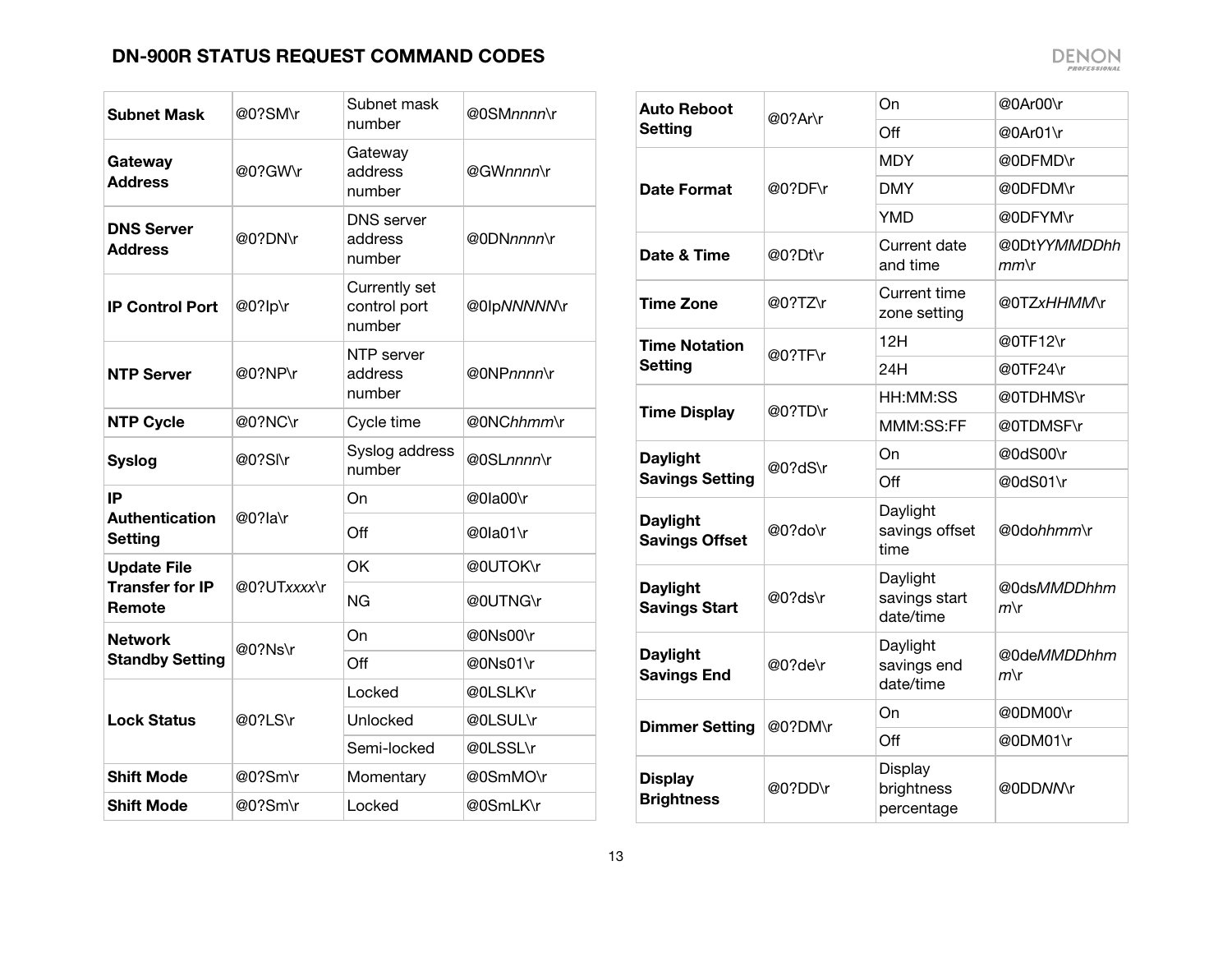## DN-900R STATUS REQUEST COMMAND CODES

| | | | |
|---|---|---|---|
| **Subnet Mask** | @0?SM\r | Subnet mask number | @0SM*nnnn*\r |
| **Gateway Address** | @0?GW\r | Gateway address number | @GW*nnnn*\r |
| **DNS Server Address** | @0?DN\r | DNS server address number | @0DN*nnnn*\r |
| **IP Control Port** | @0?Ip\r | Currently set control port number | @0Ip*NNNNN*\r |
| **NTP Server** | @0?NP\r | NTP server address number | @0NP*nnnn*\r |
| **NTP Cycle** | @0?NC\r | Cycle time | @0NC*hhmm*\r |
| **Syslog** | @0?Sl\r | Syslog address number | @0SL*nnnn*\r |
| **IP Authentication Setting** | @0?Ia\r | On | @0Ia00\r |
| | | Off | @0Ia01\r |
| **Update File Transfer for IP Remote** | @0?UT*xxxx*\r | OK | @0UTOK\r |
| | | NG | @0UTNG\r |
| **Network Standby Setting** | @0?Ns\r | On | @0Ns00\r |
| | | Off | @0Ns01\r |
| **Lock Status** | @0?LS\r | Locked | @0LSLK\r |
| | | Unlocked | @0LSUL\r |
| | | Semi-locked | @0LSSL\r |
| **Shift Mode** | @0?Sm\r | Momentary | @0SmMO\r |
| **Shift Mode** | @0?Sm\r | Locked | @0SmLK\r |

| | | | |
|---|---|---|---|
| **Auto Reboot Setting** | @0?Ar\r | On | @0Ar00\r |
| | | Off | @0Ar01\r |
| **Date Format** | @0?DF\r | MDY | @0DFMD\r |
| | | DMY | @0DFDM\r |
| | | YMD | @0DFYM\r |
| **Date & Time** | @0?Dt\r | Current date and time | @0Dt*YYMMDDhhmm*\r |
| **Time Zone** | @0?TZ\r | Current time zone setting | @0TZ*xHHMM*\r |
| **Time Notation Setting** | @0?TF\r | 12H | @0TF12\r |
| | | 24H | @0TF24\r |
| **Time Display** | @0?TD\r | HH:MM:SS | @0TDHMS\r |
| | | MMM:SS:FF | @0TDMSF\r |
| **Daylight Savings Setting** | @0?dS\r | On | @0dS00\r |
| | | Off | @0dS01\r |
| **Daylight Savings Offset** | @0?do\r | Daylight savings offset time | @0do*hhmm*\r |
| **Daylight Savings Start** | @0?ds\r | Daylight savings start date/time | @0ds*MMDDhhmm*\r |
| **Daylight Savings End** | @0?de\r | Daylight savings end date/time | @0de*MMDDhhmm*\r |
| **Dimmer Setting** | @0?DM\r | On | @0DM00\r |
| | | Off | @0DM01\r |
| **Display Brightness** | @0?DD\r | Display brightness percentage | @0DD*NN*\r |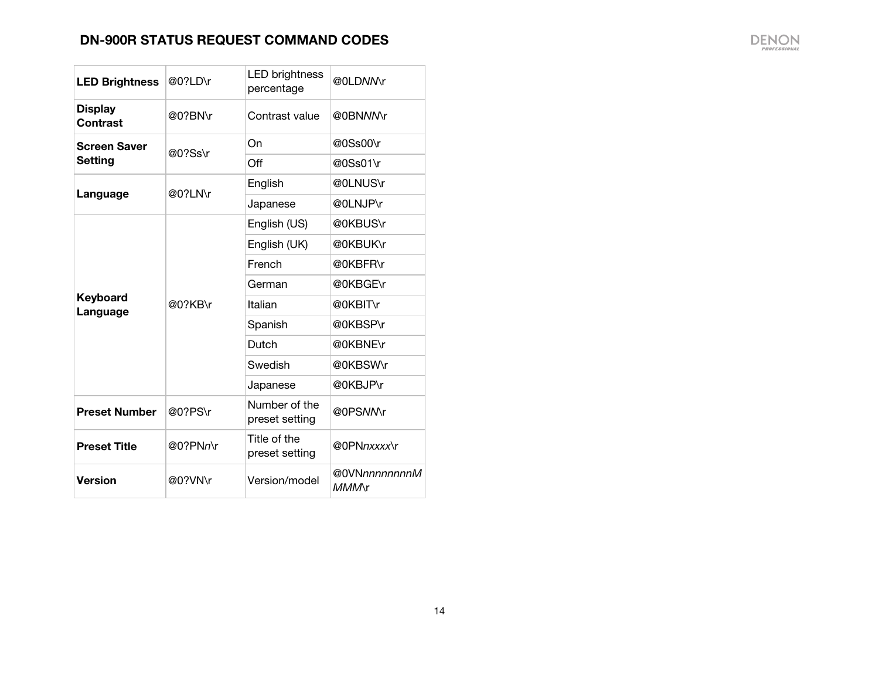## DN-900R STATUS REQUEST COMMAND CODES

| | | | |
|---|---|---|---|
| **LED Brightness** | @0?LD\r | LED brightness percentage | @0LD*NN*\r |
| **Display Contrast** | @0?BN\r | Contrast value | @0BN*NN*\r |
| **Screen Saver Setting** | @0?Ss\r | On | @0Ss00\r |
| | | Off | @0Ss01\r |
| **Language** | @0?LN\r | English | @0LNUS\r |
| | | Japanese | @0LNJP\r |
| **Keyboard Language** | @0?KB\r | English (US) | @0KBUS\r |
| | | English (UK) | @0KBUK\r |
| | | French | @0KBFR\r |
| | | German | @0KBGE\r |
| | | Italian | @0KBIT\r |
| | | Spanish | @0KBSP\r |
| | | Dutch | @0KBNE\r |
| | | Swedish | @0KBSW\r |
| | | Japanese | @0KBJP\r |
| **Preset Number** | @0?PS\r | Number of the preset setting | @0PS*NN*\r |
| **Preset Title** | @0?PN*n*\r | Title of the preset setting | @0PN*nxxxx*\r |
| **Version** | @0?VN\r | Version/model | @0VN*nnnnnnnnMMMM*\r |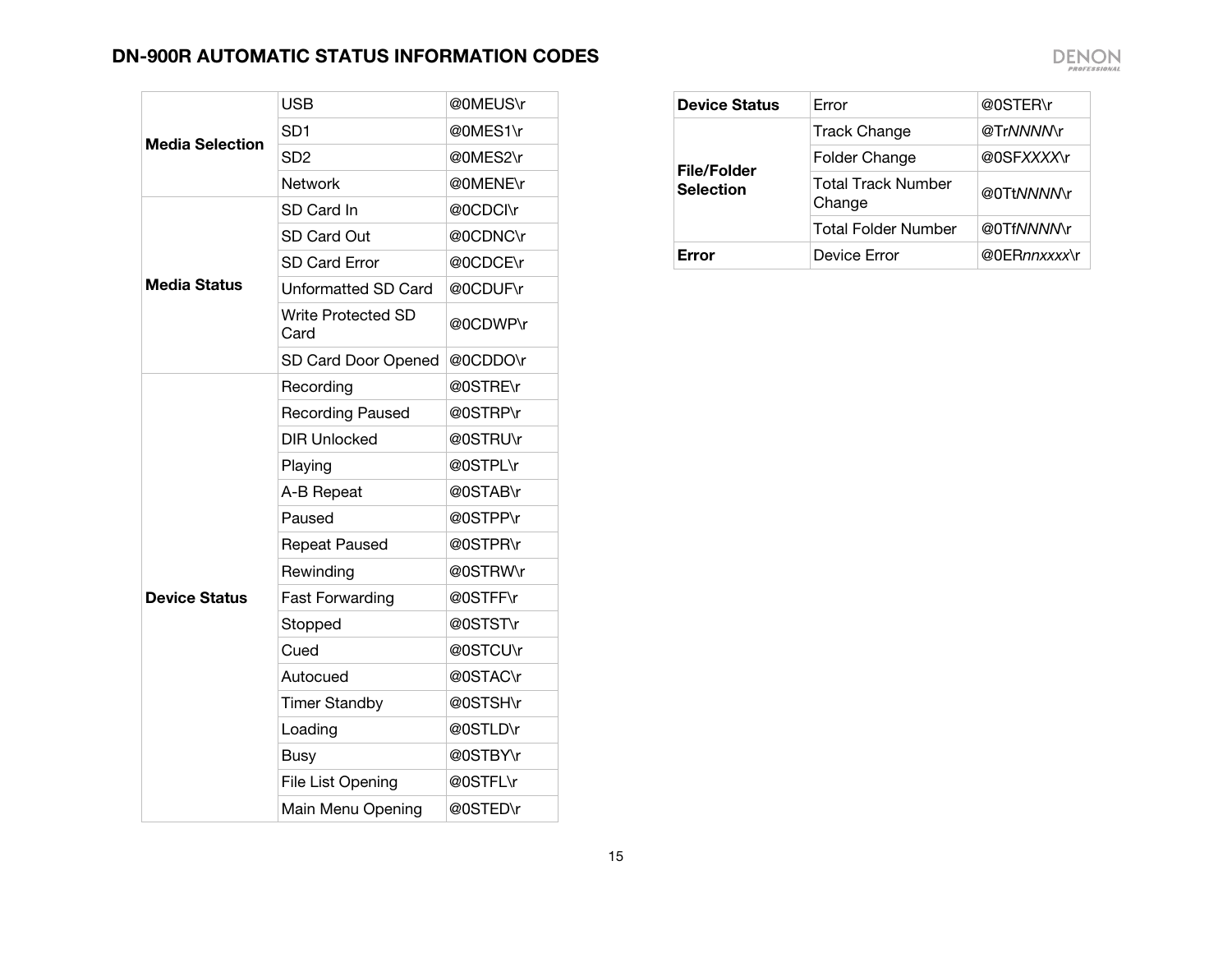# DN-900R AUTOMATIC STATUS INFORMATION CODES

| | | |
|---|---|---|
| **Media Selection** | USB | @0MEUS\r |
| | SD1 | @0MES1\r |
| | SD2 | @0MES2\r |
| | Network | @0MENE\r |
| **Media Status** | SD Card In | @0CDCI\r |
| | SD Card Out | @0CDNC\r |
| | SD Card Error | @0CDCE\r |
| | Unformatted SD Card | @0CDUF\r |
| | Write Protected SD Card | @0CDWP\r |
| | SD Card Door Opened | @0CDDO\r |
| **Device Status** | Recording | @0STRE\r |
| | Recording Paused | @0STRP\r |
| | DIR Unlocked | @0STRU\r |
| | Playing | @0STPL\r |
| | A-B Repeat | @0STAB\r |
| | Paused | @0STPP\r |
| | Repeat Paused | @0STPR\r |
| | Rewinding | @0STRW\r |
| | Fast Forwarding | @0STFF\r |
| | Stopped | @0STST\r |
| | Cued | @0STCU\r |
| | Autocued | @0STAC\r |
| | Timer Standby | @0STSH\r |
| | Loading | @0STLD\r |
| | Busy | @0STBY\r |
| | File List Opening | @0STFL\r |
| | Main Menu Opening | @0STED\r |

| | | |
|---|---|---|
| **Device Status** | Error | @0STER\r |
| **File/Folder Selection** | Track Change | @Tr*NNNN*\r |
| | Folder Change | @0SF*XXXX*\r |
| | Total Track Number Change | @0Tt*NNNN*\r |
| | Total Folder Number | @0Tf*NNNN*\r |
| **Error** | Device Error | @0ER*nnxxxx*\r |